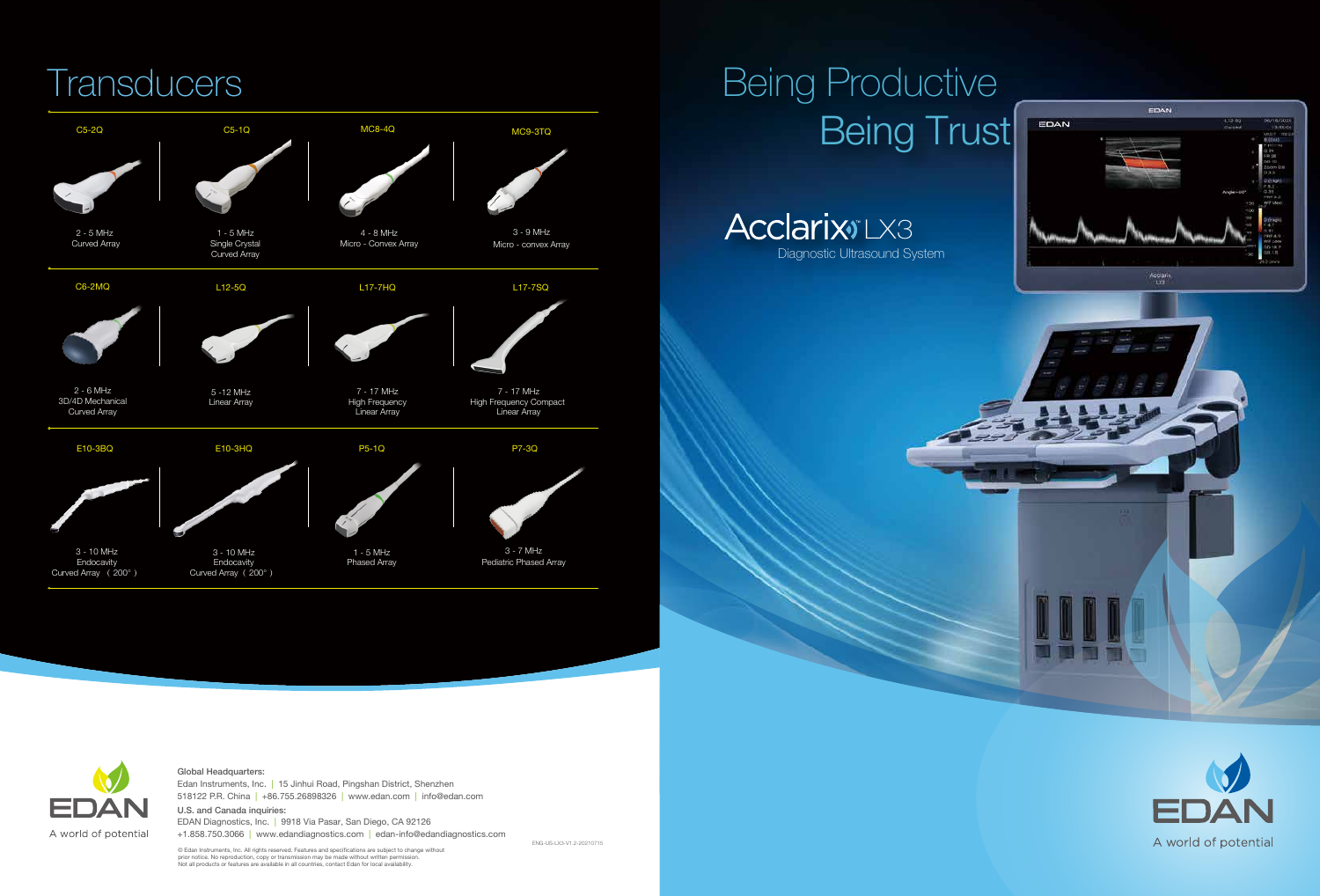# Transducers

| C5-2Q | C5-1Q | MC8-4Q | MC9-3TQ |
|---|---|---|---|
| 2 - 5 MHz<br>Curved Array | 1 - 5 MHz<br>Single Crystal<br>Curved Array | 4 - 8 MHz<br>Micro - Convex Array | 3 - 9 MHz<br>Micro - convex Array |
| **C6-2MQ** | **L12-5Q** | **L17-7HQ** | **L17-7SQ** |
| 2 - 6 MHz<br>3D/4D Mechanical<br>Curved Array | 5 -12 MHz<br>Linear Array | 7 - 17 MHz<br>High Frequency<br>Linear Array | 7 - 17 MHz<br>High Frequency Compact<br>Linear Array |
| **E10-3BQ** | **E10-3HQ** | **P5-1Q** | **P7-3Q** |
| 3 - 10 MHz<br>Endocavity<br>Curved Array （ 200° ） | 3 - 10 MHz<br>Endocavity<br>Curved Array （ 200° ） | 1 - 5 MHz<br>Phased Array | 3 - 7 MHz<br>Pediatric Phased Array |

EDAN

A world of potential

**Global Headquarters:**

Edan Instruments, Inc. | 15 Jinhui Road, Pingshan District, Shenzhen 518122 P.R. China | +86.755.26898326 | www.edan.com | info@edan.com

**U.S. and Canada inquiries:**

EDAN Diagnostics, Inc. | 9918 Via Pasar, San Diego, CA 92126
+1.858.750.3066 | www.edandiagnostics.com | edan-info@edandiagnostics.com

© Edan Instruments, Inc. All rights reserved. Features and specifications are subject to change without prior notice. No reproduction, copy or transmission may be made without written permission. Not all products or features are available in all countries, contact Edan for local availability.

ENG-US-LX3-V1.2-20210715

# Being Productive Being Trust

## Acclarix™ LX3

Diagnostic Ultrasound System

EDAN

A world of potential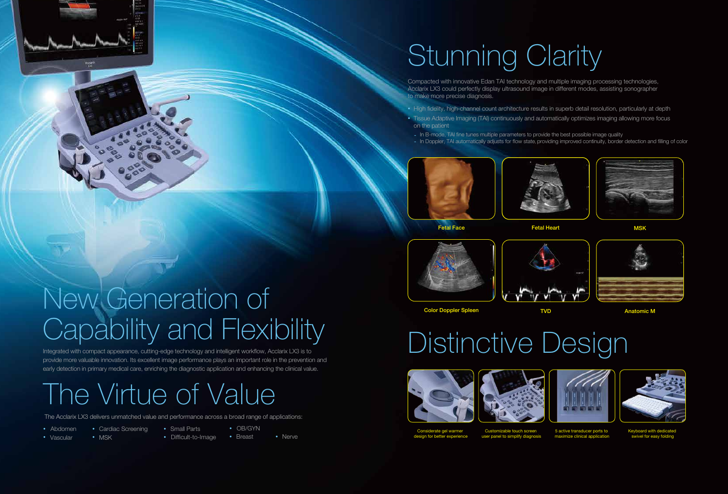# Stunning Clarity

Compacted with innovative Edan TAI technology and multiple imaging processing technologies, Acclarix LX3 could perfectly display ultrasound image in different modes, assisting sonographer to make more precise diagnosis.

- High fidelity, high-channel count architecture results in superb detail resolution, particularly at depth
- Tissue Adaptive Imaging (TAI) continuously and automatically optimizes imaging allowing more focus on the patient
  - In B-mode, TAI fine tunes multiple parameters to provide the best possible image quality
  - In Doppler, TAI automatically adjusts for flow state, providing improved continuity, border detection and filling of color

Fetal Face

Fetal Heart

MSK

Color Doppler Spleen

TVD

Anatomic M

# Distinctive Design

Considerate gel warmer design for better experience

Customizable touch screen user panel to simplify diagnosis

5 active transducer ports to maximize clinical application

Keyboard with dedicated swivel for easy folding

# New Generation of Capability and Flexibility

Integrated with compact appearance, cutting-edge technology and intelligent workflow, Acclarix LX3 is to provide more valuable innovation. Its excellent image performance plays an important role in the prevention and early detection in primary medical care, enriching the diagnostic application and enhancing the clinical value.

# The Virtue of Value

The Acclarix LX3 delivers unmatched value and performance across a broad range of applications:

- Abdomen
- Vascular
- Cardiac Screening
- MSK
- Small Parts
- Difficult-to-Image
- OB/GYN
- Breast
- Nerve